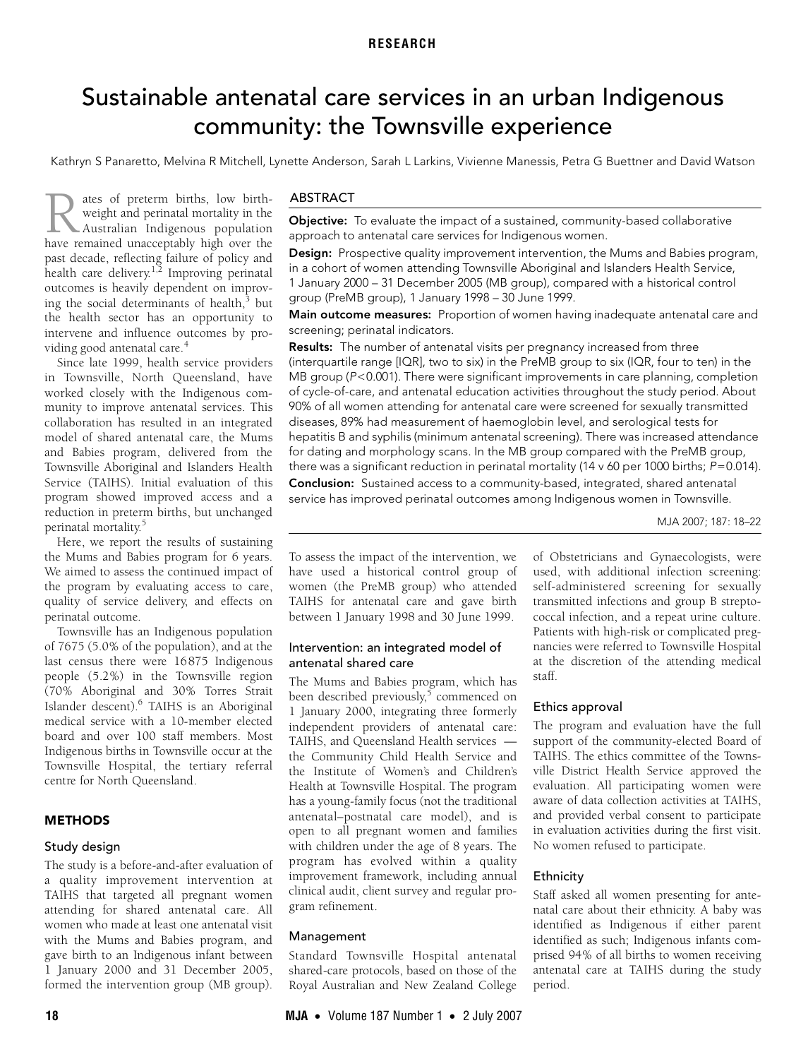RESEARCH

# Sustainable antenatal care services in an urban Indigenous community: the Townsville experience

Kathryn S Panaretto, Melvina R Mitchell, Lynette Anderson, Sarah L Larkins, Vivienne Manessis, Petra G Buettner and David Watson

## ABSTRACT

**Objective:** To evaluate the impact of a sustained, community-based collaborative approach to antenatal care services for Indigenous women.

**Design:** Prospective quality improvement intervention, the Mums and Babies program, in a cohort of women attending Townsville Aboriginal and Islanders Health Service, 1 January 2000 – 31 December 2005 (MB group), compared with a historical control group (PreMB group), 1 January 1998 – 30 June 1999.

**Main outcome measures:** Proportion of women having inadequate antenatal care and screening; perinatal indicators.

**Results:** The number of antenatal visits per pregnancy increased from three (interquartile range [IQR], two to six) in the PreMB group to six (IQR, four to ten) in the MB group ($P < 0.001$). There were significant improvements in care planning, completion of cycle-of-care, and antenatal education activities throughout the study period. About 90% of all women attending for antenatal care were screened for sexually transmitted diseases, 89% had measurement of haemoglobin level, and serological tests for hepatitis B and syphilis (minimum antenatal screening). There was increased attendance for dating and morphology scans. In the MB group compared with the PreMB group, there was a significant reduction in perinatal mortality (14 v 60 per 1000 births; $P = 0.014$).

**Conclusion:** Sustained access to a community-based, integrated, shared antenatal service has improved perinatal outcomes among Indigenous women in Townsville.

MJA 2007; 187: 18–22

Rates of preterm births, low birthweight and perinatal mortality in the Australian Indigenous population have remained unacceptably high over the past decade, reflecting failure of policy and health care delivery.[1,2] Improving perinatal outcomes is heavily dependent on improving the social determinants of health,[3] but the health sector has an opportunity to intervene and influence outcomes by providing good antenatal care.[4]

Since late 1999, health service providers in Townsville, North Queensland, have worked closely with the Indigenous community to improve antenatal services. This collaboration has resulted in an integrated model of shared antenatal care, the Mums and Babies program, delivered from the Townsville Aboriginal and Islanders Health Service (TAIHS). Initial evaluation of this program showed improved access and a reduction in preterm births, but unchanged perinatal mortality.[5]

Here, we report the results of sustaining the Mums and Babies program for 6 years. We aimed to assess the continued impact of the program by evaluating access to care, quality of service delivery, and effects on perinatal outcome.

Townsville has an Indigenous population of 7675 (5.0% of the population), and at the last census there were 16 875 Indigenous people (5.2%) in the Townsville region (70% Aboriginal and 30% Torres Strait Islander descent).[6] TAIHS is an Aboriginal medical service with a 10-member elected board and over 100 staff members. Most Indigenous births in Townsville occur at the Townsville Hospital, the tertiary referral centre for North Queensland.

## METHODS

### Study design

The study is a before-and-after evaluation of a quality improvement intervention at TAIHS that targeted all pregnant women attending for shared antenatal care. All women who made at least one antenatal visit with the Mums and Babies program, and gave birth to an Indigenous infant between 1 January 2000 and 31 December 2005, formed the intervention group (MB group). To assess the impact of the intervention, we have used a historical control group of women (the PreMB group) who attended TAIHS for antenatal care and gave birth between 1 January 1998 and 30 June 1999.

### Intervention: an integrated model of antenatal shared care

The Mums and Babies program, which has been described previously,[5] commenced on 1 January 2000, integrating three formerly independent providers of antenatal care: TAIHS, and Queensland Health services — the Community Child Health Service and the Institute of Women's and Children's Health at Townsville Hospital. The program has a young-family focus (not the traditional antenatal–postnatal care model), and is open to all pregnant women and families with children under the age of 8 years. The program has evolved within a quality improvement framework, including annual clinical audit, client survey and regular program refinement.

### Management

Standard Townsville Hospital antenatal shared-care protocols, based on those of the Royal Australian and New Zealand College of Obstetricians and Gynaecologists, were used, with additional infection screening: self-administered screening for sexually transmitted infections and group B streptococcal infection, and a repeat urine culture. Patients with high-risk or complicated pregnancies were referred to Townsville Hospital at the discretion of the attending medical staff.

### Ethics approval

The program and evaluation have the full support of the community-elected Board of TAIHS. The ethics committee of the Townsville District Health Service approved the evaluation. All participating women were aware of data collection activities at TAIHS, and provided verbal consent to participate in evaluation activities during the first visit. No women refused to participate.

### Ethnicity

Staff asked all women presenting for antenatal care about their ethnicity. A baby was identified as Indigenous if either parent identified as such; Indigenous infants comprised 94% of all births to women receiving antenatal care at TAIHS during the study period.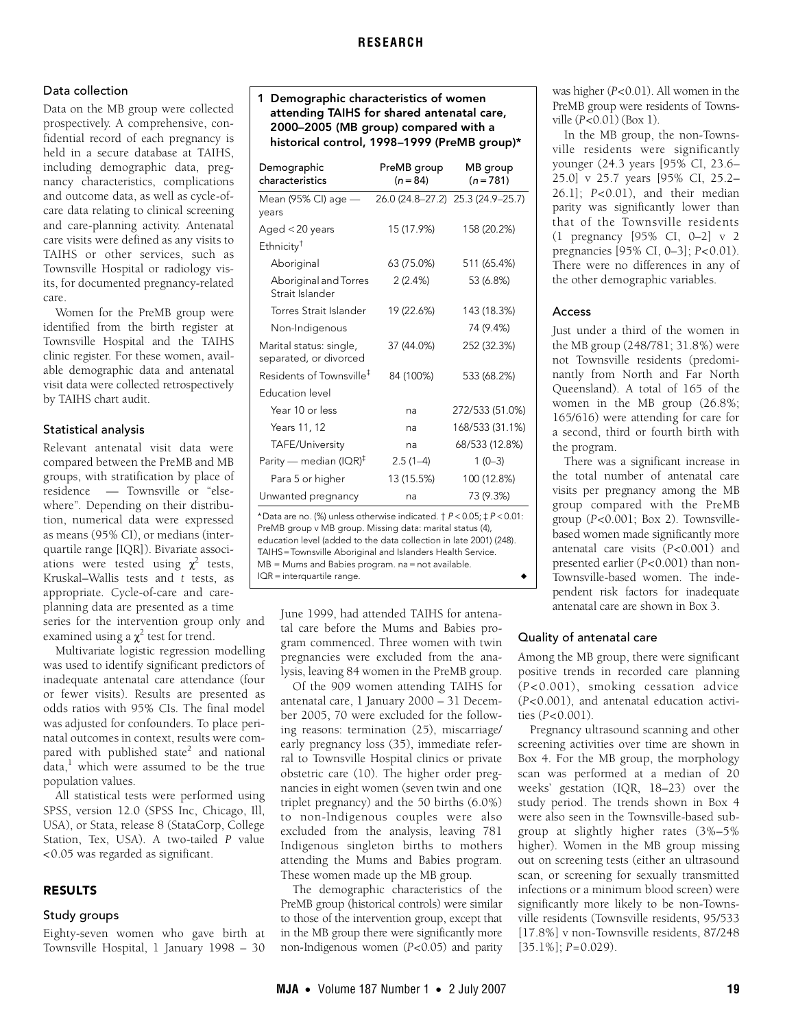### Data collection

Data on the MB group were collected prospectively. A comprehensive, confidential record of each pregnancy is held in a secure database at TAIHS, including demographic data, pregnancy characteristics, complications and outcome data, as well as cycle-of-care data relating to clinical screening and care-planning activity. Antenatal care visits were defined as any visits to TAIHS or other services, such as Townsville Hospital or radiology visits, for documented pregnancy-related care.

Women for the PreMB group were identified from the birth register at Townsville Hospital and the TAIHS clinic register. For these women, available demographic data and antenatal visit data were collected retrospectively by TAIHS chart audit.

### Statistical analysis

Relevant antenatal visit data were compared between the PreMB and MB groups, with stratification by place of residence — Townsville or "elsewhere". Depending on their distribution, numerical data were expressed as means (95% CI), or medians (interquartile range [IQR]). Bivariate associations were tested using $\chi^2$ tests, Kruskal–Wallis tests and *t* tests, as appropriate. Cycle-of-care and care-planning data are presented as a time series for the intervention group only and examined using a $\chi^2$ test for trend.

Multivariate logistic regression modelling was used to identify significant predictors of inadequate antenatal care attendance (four or fewer visits). Results are presented as odds ratios with 95% CIs. The final model was adjusted for confounders. To place perinatal outcomes in context, results were compared with published state[2] and national data,[1] which were assumed to be the true population values.

All statistical tests were performed using SPSS, version 12.0 (SPSS Inc, Chicago, Ill, USA), or Stata, release 8 (StataCorp, College Station, Tex, USA). A two-tailed *P* value <0.05 was regarded as significant.

## RESULTS

### Study groups

Eighty-seven women who gave birth at Townsville Hospital, 1 January 1998 – 30 June 1999, had attended TAIHS for antenatal care before the Mums and Babies program commenced. Three women with twin pregnancies were excluded from the analysis, leaving 84 women in the PreMB group.

Of the 909 women attending TAIHS for antenatal care, 1 January 2000 – 31 December 2005, 70 were excluded for the following reasons: termination (25), miscarriage/early pregnancy loss (35), immediate referral to Townsville Hospital clinics or private obstetric care (10). The higher order pregnancies in eight women (seven twin and one triplet pregnancy) and the 50 births (6.0%) to non-Indigenous couples were also excluded from the analysis, leaving 781 Indigenous singleton births to mothers attending the Mums and Babies program. These women made up the MB group.

The demographic characteristics of the PreMB group (historical controls) were similar to those of the intervention group, except that in the MB group there were significantly more non-Indigenous women (*P*<0.05) and parity was higher (*P*<0.01). All women in the PreMB group were residents of Townsville (*P*<0.01) (Box 1).

**1 Demographic characteristics of women attending TAIHS for shared antenatal care, 2000–2005 (MB group) compared with a historical control, 1998–1999 (PreMB group)***

| Demographic characteristics | PreMB group (n = 84) | MB group (n = 781) |
|---|---|---|
| Mean (95% CI) age — years | 26.0 (24.8–27.2) | 25.3 (24.9–25.7) |
| Aged < 20 years | 15 (17.9%) | 158 (20.2%) |
| Ethnicity† | | |
| Aboriginal | 63 (75.0%) | 511 (65.4%) |
| Aboriginal and Torres Strait Islander | 2 (2.4%) | 53 (6.8%) |
| Torres Strait Islander | 19 (22.6%) | 143 (18.3%) |
| Non-Indigenous | | 74 (9.4%) |
| Marital status: single, separated, or divorced | 37 (44.0%) | 252 (32.3%) |
| Residents of Townsville‡ | 84 (100%) | 533 (68.2%) |
| Education level | | |
| Year 10 or less | na | 272/533 (51.0%) |
| Years 11, 12 | na | 168/533 (31.1%) |
| TAFE/University | na | 68/533 (12.8%) |
| Parity — median (IQR)‡ | 2.5 (1–4) | 1 (0–3) |
| Para 5 or higher | 13 (15.5%) | 100 (12.8%) |
| Unwanted pregnancy | na | 73 (9.3%) |

*Data are no. (%) unless otherwise indicated. † *P* < 0.05; ‡ *P* < 0.01: PreMB group v MB group. Missing data: marital status (4), education level (added to the data collection in late 2001) (248). TAIHS = Townsville Aboriginal and Islanders Health Service. MB = Mums and Babies program. na = not available. IQR = interquartile range.

In the MB group, the non-Townsville residents were significantly younger (24.3 years [95% CI, 23.6–25.0] v 25.7 years [95% CI, 25.2–26.1]; *P*<0.01), and their median parity was significantly lower than that of the Townsville residents (1 pregnancy [95% CI, 0–2] v 2 pregnancies [95% CI, 0–3]; *P*<0.01). There were no differences in any of the other demographic variables.

### Access

Just under a third of the women in the MB group (248/781; 31.8%) were not Townsville residents (predominantly from North and Far North Queensland). A total of 165 of the women in the MB group (26.8%; 165/616) were attending for care for a second, third or fourth birth with the program.

There was a significant increase in the total number of antenatal care visits per pregnancy among the MB group compared with the PreMB group (*P*<0.001; Box 2). Townsville-based women made significantly more antenatal care visits (*P*<0.001) and presented earlier (*P*<0.001) than non-Townsville-based women. The independent risk factors for inadequate antenatal care are shown in Box 3.

### Quality of antenatal care

Among the MB group, there were significant positive trends in recorded care planning (*P*<0.001), smoking cessation advice (*P*<0.001), and antenatal education activities (*P*<0.001).

Pregnancy ultrasound scanning and other screening activities over time are shown in Box 4. For the MB group, the morphology scan was performed at a median of 20 weeks' gestation (IQR, 18–23) over the study period. The trends shown in Box 4 were also seen in the Townsville-based subgroup at slightly higher rates (3%–5% higher). Women in the MB group missing out on screening tests (either an ultrasound scan, or screening for sexually transmitted infections or a minimum blood screen) were significantly more likely to be non-Townsville residents (Townsville residents, 95/533 [17.8%] v non-Townsville residents, 87/248 [35.1%]; *P*=0.029).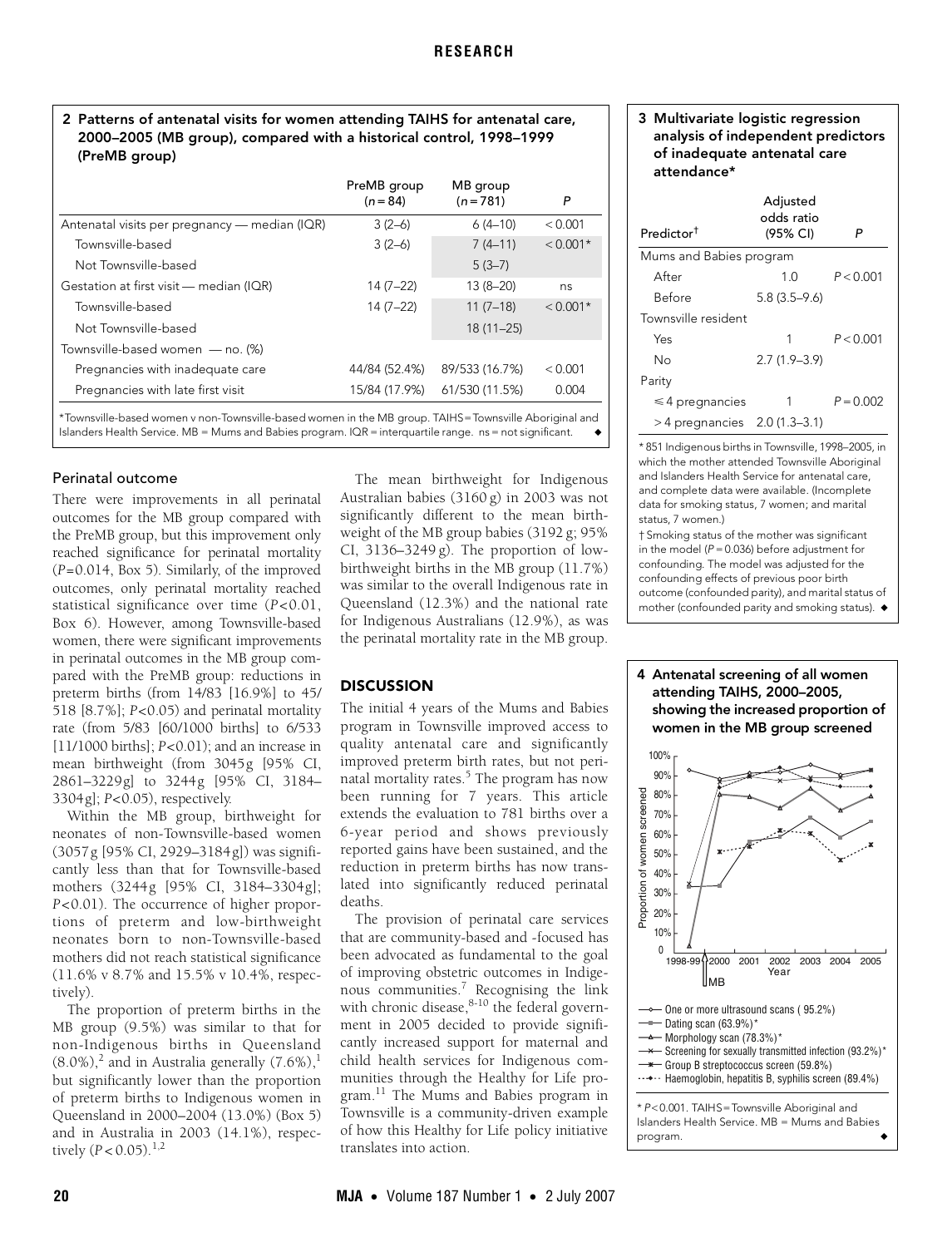**2 Patterns of antenatal visits for women attending TAIHS for antenatal care, 2000–2005 (MB group), compared with a historical control, 1998–1999 (PreMB group)**

| | PreMB group (n = 84) | MB group (n = 781) | P |
|---|---|---|---|
| Antenatal visits per pregnancy — median (IQR) | 3 (2–6) | 6 (4–10) | < 0.001 |
| Townsville-based | 3 (2–6) | 7 (4–11) | < 0.001* |
| Not Townsville-based | | 5 (3–7) | |
| Gestation at first visit — median (IQR) | 14 (7–22) | 13 (8–20) | ns |
| Townsville-based | 14 (7–22) | 11 (7–18) | < 0.001* |
| Not Townsville-based | | 18 (11–25) | |
| Townsville-based women — no. (%) | | | |
| Pregnancies with inadequate care | 44/84 (52.4%) | 89/533 (16.7%) | < 0.001 |
| Pregnancies with late first visit | 15/84 (17.9%) | 61/530 (11.5%) | 0.004 |

*Townsville-based women v non-Townsville-based women in the MB group. TAIHS = Townsville Aboriginal and Islanders Health Service. MB = Mums and Babies program. IQR = interquartile range. ns = not significant.

**3 Multivariate logistic regression analysis of independent predictors of inadequate antenatal care attendance***

| Predictor† | Adjusted odds ratio (95% CI) | P |
|---|---|---|
| Mums and Babies program | | |
| After | 1.0 | P < 0.001 |
| Before | 5.8 (3.5–9.6) | |
| Townsville resident | | |
| Yes | 1 | P < 0.001 |
| No | 2.7 (1.9–3.9) | |
| Parity | | |
| ≤ 4 pregnancies | 1 | P = 0.002 |
| > 4 pregnancies | 2.0 (1.3–3.1) | |

* 851 Indigenous births in Townsville, 1998–2005, in which the mother attended Townsville Aboriginal and Islanders Health Service for antenatal care, and complete data were available. (Incomplete data for smoking status, 7 women; and marital status, 7 women.)
† Smoking status of the mother was significant in the model (P = 0.036) before adjustment for confounding. The model was adjusted for the confounding effects of previous poor birth outcome (confounded parity), and marital status of mother (confounded parity and smoking status).

### Perinatal outcome

There were improvements in all perinatal outcomes for the MB group compared with the PreMB group, but this improvement only reached significance for perinatal mortality (P = 0.014, Box 5). Similarly, of the improved outcomes, only perinatal mortality reached statistical significance over time (P < 0.01, Box 6). However, among Townsville-based women, there were significant improvements in perinatal outcomes in the MB group compared with the PreMB group: reductions in preterm births (from 14/83 [16.9%] to 45/518 [8.7%]; P < 0.05) and perinatal mortality rate (from 5/83 [60/1000 births] to 6/533 [11/1000 births]; P < 0.01); and an increase in mean birthweight (from 3045 g [95% CI, 2861–3229 g] to 3244 g [95% CI, 3184–3304 g]; P < 0.05), respectively.

Within the MB group, birthweight for neonates of non-Townsville-based women (3057 g [95% CI, 2929–3184 g]) was significantly less than that for Townsville-based mothers (3244 g [95% CI, 3184–3304 g]; P < 0.01). The occurrence of higher proportions of preterm and low-birthweight neonates born to non-Townsville-based mothers did not reach statistical significance (11.6% v 8.7% and 15.5% v 10.4%, respectively).

The proportion of preterm births in the MB group (9.5%) was similar to that for non-Indigenous births in Queensland (8.0%),[2] and in Australia generally (7.6%),[1] but significantly lower than the proportion of preterm births to Indigenous women in Queensland in 2000–2004 (13.0%) (Box 5) and in Australia in 2003 (14.1%), respectively (P < 0.05).[1,2]

The mean birthweight for Indigenous Australian babies (3160 g) in 2003 was not significantly different to the mean birthweight of the MB group babies (3192 g; 95% CI, 3136–3249 g). The proportion of low-birthweight births in the MB group (11.7%) was similar to the overall Indigenous rate in Queensland (12.3%) and the national rate for Indigenous Australians (12.9%), as was the perinatal mortality rate in the MB group.

## DISCUSSION

The initial 4 years of the Mums and Babies program in Townsville improved access to quality antenatal care and significantly improved preterm birth rates, but not perinatal mortality rates.[5] The program has now been running for 7 years. This article extends the evaluation to 781 births over a 6-year period and shows previously reported gains have been sustained, and the reduction in preterm births has now translated into significantly reduced perinatal deaths.

The provision of perinatal care services that are community-based and -focused has been advocated as fundamental to the goal of improving obstetric outcomes in Indigenous communities.[7] Recognising the link with chronic disease,[8-10] the federal government in 2005 decided to provide significantly increased support for maternal and child health services for Indigenous communities through the Healthy for Life program.[11] The Mums and Babies program in Townsville is a community-driven example of how this Healthy for Life policy initiative translates into action.

**4 Antenatal screening of all women attending TAIHS, 2000–2005, showing the increased proportion of women in the MB group screened**

- One or more ultrasound scans (95.2%)
- Dating scan (63.9%)*
- Morphology scan (78.3%)*
- Screening for sexually transmitted infection (93.2%)*
- Group B streptococcus screen (59.8%)
- Haemoglobin, hepatitis B, syphilis screen (89.4%)

* P < 0.001. TAIHS = Townsville Aboriginal and Islanders Health Service. MB = Mums and Babies program.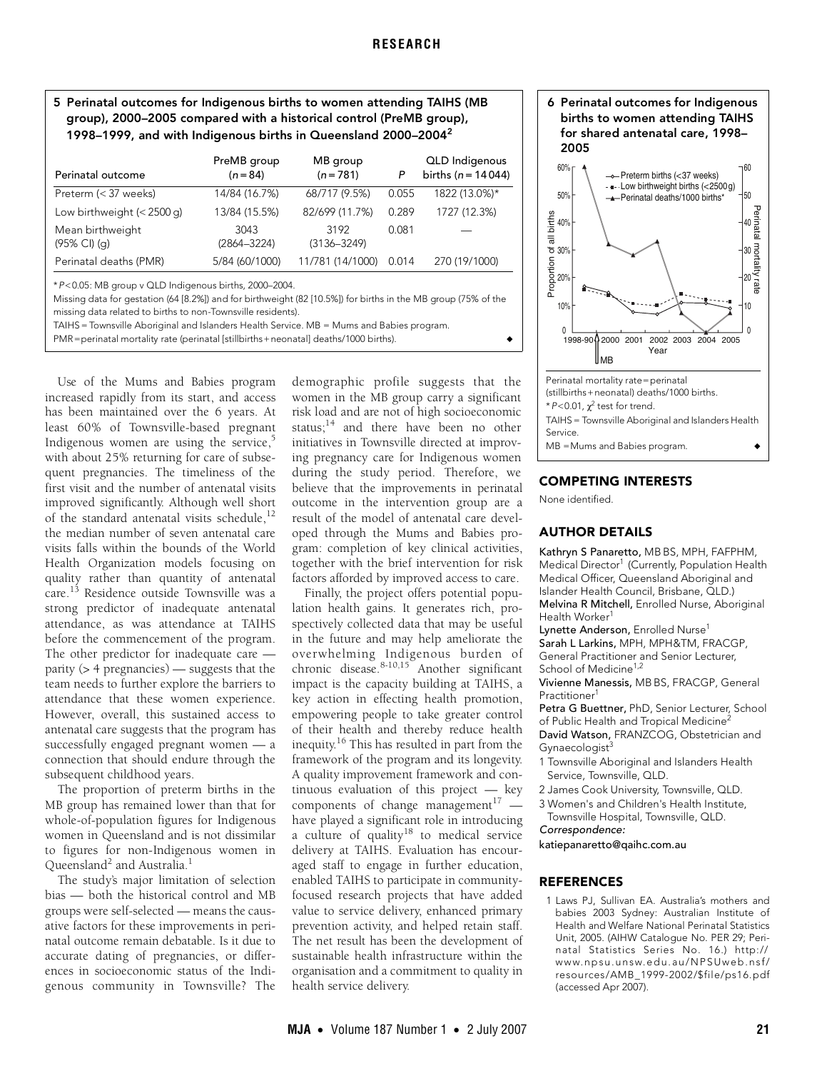**5 Perinatal outcomes for Indigenous births to women attending TAIHS (MB group), 2000–2005 compared with a historical control (PreMB group), 1998–1999, and with Indigenous births in Queensland 2000–2004[2]**

| Perinatal outcome | PreMB group ($n$ = 84) | MB group ($n$ = 781) | $P$ | QLD Indigenous births ($n$ = 14 044) |
|---|---|---|---|---|
| Preterm (< 37 weeks) | 14/84 (16.7%) | 68/717 (9.5%) | 0.055 | 1822 (13.0%)* |
| Low birthweight (< 2500 g) | 13/84 (15.5%) | 82/699 (11.7%) | 0.289 | 1727 (12.3%) |
| Mean birthweight (95% CI) (g) | 3043 (2864–3224) | 3192 (3136–3249) | 0.081 | — |
| Perinatal deaths (PMR) | 5/84 (60/1000) | 11/781 (14/1000) | 0.014 | 270 (19/1000) |

* $P$ < 0.05: MB group v QLD Indigenous births, 2000–2004.

Missing data for gestation (64 [8.2%]) and for birthweight (82 [10.5%]) for births in the MB group (75% of the missing data related to births to non-Townsville residents).

TAIHS = Townsville Aboriginal and Islanders Health Service. MB = Mums and Babies program.

PMR = perinatal mortality rate (perinatal [stillbirths + neonatal] deaths/1000 births).

Use of the Mums and Babies program increased rapidly from its start, and access has been maintained over the 6 years. At least 60% of Townsville-based pregnant Indigenous women are using the service,[5] with about 25% returning for care of subsequent pregnancies. The timeliness of the first visit and the number of antenatal visits improved significantly. Although well short of the standard antenatal visits schedule,[12] the median number of seven antenatal care visits falls within the bounds of the World Health Organization models focusing on quality rather than quantity of antenatal care.[13] Residence outside Townsville was a strong predictor of inadequate antenatal attendance, as was attendance at TAIHS before the commencement of the program. The other predictor for inadequate care — parity (> 4 pregnancies) — suggests that the team needs to further explore the barriers to attendance that these women experience. However, overall, this sustained access to antenatal care suggests that the program has successfully engaged pregnant women — a connection that should endure through the subsequent childhood years.

The proportion of preterm births in the MB group has remained lower than that for whole-of-population figures for Indigenous women in Queensland and is not dissimilar to figures for non-Indigenous women in Queensland[2] and Australia.[1]

The study's major limitation of selection bias — both the historical control and MB groups were self-selected — means the causative factors for these improvements in perinatal outcome remain debatable. Is it due to accurate dating of pregnancies, or differences in socioeconomic status of the Indigenous community in Townsville? The demographic profile suggests that the women in the MB group carry a significant risk load and are not of high socioeconomic status;[14] and there have been no other initiatives in Townsville directed at improving pregnancy care for Indigenous women during the study period. Therefore, we believe that the improvements in perinatal outcome in the intervention group are a result of the model of antenatal care developed through the Mums and Babies program: completion of key clinical activities, together with the brief intervention for risk factors afforded by improved access to care.

Finally, the project offers potential population health gains. It generates rich, prospectively collected data that may be useful in the future and may help ameliorate the overwhelming Indigenous burden of chronic disease.[8-10,15] Another significant impact is the capacity building at TAIHS, a key action in effecting health promotion, empowering people to take greater control of their health and thereby reduce health inequity.[16] This has resulted in part from the framework of the program and its longevity. A quality improvement framework and continuous evaluation of this project — key components of change management[17] — have played a significant role in introducing a culture of quality[18] to medical service delivery at TAIHS. Evaluation has encouraged staff to engage in further education, enabled TAIHS to participate in community-focused research projects that have added value to service delivery, enhanced primary prevention activity, and helped retain staff. The net result has been the development of sustainable health infrastructure within the organisation and a commitment to quality in health service delivery.

**6 Perinatal outcomes for Indigenous births to women attending TAIHS for shared antenatal care, 1998–2005**

Perinatal mortality rate = perinatal (stillbirths + neonatal) deaths/1000 births.

* $P$ < 0.01, $\chi^2$ test for trend.

TAIHS = Townsville Aboriginal and Islanders Health Service.

MB = Mums and Babies program.

## COMPETING INTERESTS

None identified.

## AUTHOR DETAILS

**Kathryn S Panaretto,** MB BS, MPH, FAFPHM, Medical Director[1] (Currently, Population Health Medical Officer, Queensland Aboriginal and Islander Health Council, Brisbane, QLD.)
**Melvina R Mitchell,** Enrolled Nurse, Aboriginal Health Worker[1]
**Lynette Anderson,** Enrolled Nurse[1]
**Sarah L Larkins,** MPH, MPH&TM, FRACGP, General Practitioner and Senior Lecturer, School of Medicine[1,2]
**Vivienne Manessis,** MB BS, FRACGP, General Practitioner[1]
**Petra G Buettner,** PhD, Senior Lecturer, School of Public Health and Tropical Medicine[2]
**David Watson,** FRANZCOG, Obstetrician and Gynaecologist[3]

1 Townsville Aboriginal and Islanders Health Service, Townsville, QLD.
2 James Cook University, Townsville, QLD.
3 Women's and Children's Health Institute, Townsville Hospital, Townsville, QLD.

*Correspondence:*
katiepanaretto@qaihc.com.au

## REFERENCES

1 Laws PJ, Sullivan EA. Australia's mothers and babies 2003 Sydney: Australian Institute of Health and Welfare National Perinatal Statistics Unit, 2005. (AIHW Catalogue No. PER 29; Perinatal Statistics Series No. 16.) http://www.npsu.unsw.edu.au/NPSUweb.nsf/resources/AMB_1999-2002/$file/ps16.pdf (accessed Apr 2007).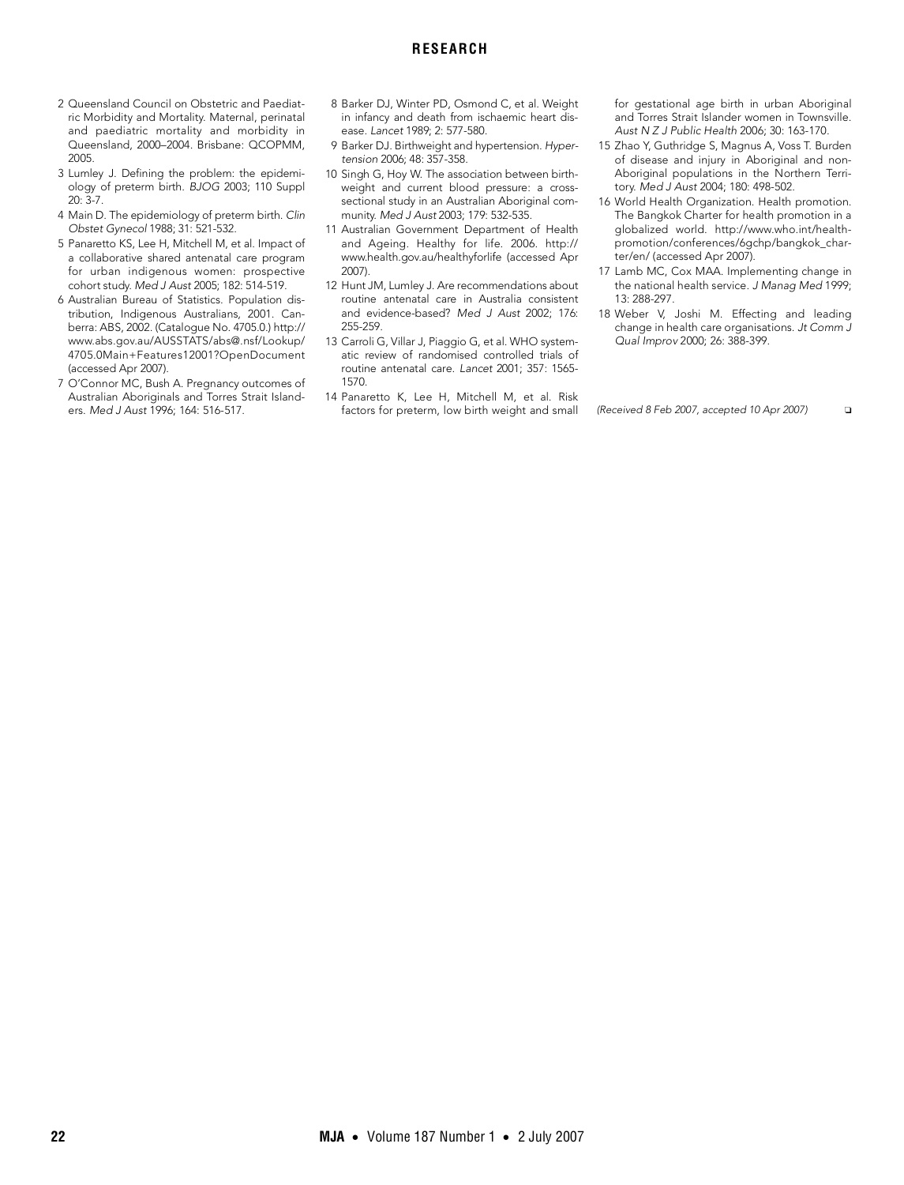2 Queensland Council on Obstetric and Paediatric Morbidity and Mortality. Maternal, perinatal and paediatric mortality and morbidity in Queensland, 2000–2004. Brisbane: QCOPMM, 2005.

3 Lumley J. Defining the problem: the epidemiology of preterm birth. *BJOG* 2003; 110 Suppl 20: 3-7.

4 Main D. The epidemiology of preterm birth. *Clin Obstet Gynecol* 1988; 31: 521-532.

5 Panaretto KS, Lee H, Mitchell M, et al. Impact of a collaborative shared antenatal care program for urban indigenous women: prospective cohort study. *Med J Aust* 2005; 182: 514-519.

6 Australian Bureau of Statistics. Population distribution, Indigenous Australians, 2001. Canberra: ABS, 2002. (Catalogue No. 4705.0.) http://www.abs.gov.au/AUSSTATS/abs@.nsf/Lookup/4705.0Main+Features12001?OpenDocument (accessed Apr 2007).

7 O'Connor MC, Bush A. Pregnancy outcomes of Australian Aboriginals and Torres Strait Islanders. *Med J Aust* 1996; 164: 516-517.

8 Barker DJ, Winter PD, Osmond C, et al. Weight in infancy and death from ischaemic heart disease. *Lancet* 1989; 2: 577-580.

9 Barker DJ. Birthweight and hypertension. *Hypertension* 2006; 48: 357-358.

10 Singh G, Hoy W. The association between birthweight and current blood pressure: a cross-sectional study in an Australian Aboriginal community. *Med J Aust* 2003; 179: 532-535.

11 Australian Government Department of Health and Ageing. Healthy for life. 2006. http://www.health.gov.au/healthyforlife (accessed Apr 2007).

12 Hunt JM, Lumley J. Are recommendations about routine antenatal care in Australia consistent and evidence-based? *Med J Aust* 2002; 176: 255-259.

13 Carroli G, Villar J, Piaggio G, et al. WHO systematic review of randomised controlled trials of routine antenatal care. *Lancet* 2001; 357: 1565-1570.

14 Panaretto K, Lee H, Mitchell M, et al. Risk factors for preterm, low birth weight and small for gestational age birth in urban Aboriginal and Torres Strait Islander women in Townsville. *Aust N Z J Public Health* 2006; 30: 163-170.

15 Zhao Y, Guthridge S, Magnus A, Voss T. Burden of disease and injury in Aboriginal and non-Aboriginal populations in the Northern Territory. *Med J Aust* 2004; 180: 498-502.

16 World Health Organization. Health promotion. The Bangkok Charter for health promotion in a globalized world. http://www.who.int/healthpromotion/conferences/6gchp/bangkok_charter/en/ (accessed Apr 2007).

17 Lamb MC, Cox MAA. Implementing change in the national health service. *J Manag Med* 1999; 13: 288-297.

18 Weber V, Joshi M. Effecting and leading change in health care organisations. *Jt Comm J Qual Improv* 2000; 26: 388-399.

*(Received 8 Feb 2007, accepted 10 Apr 2007)*